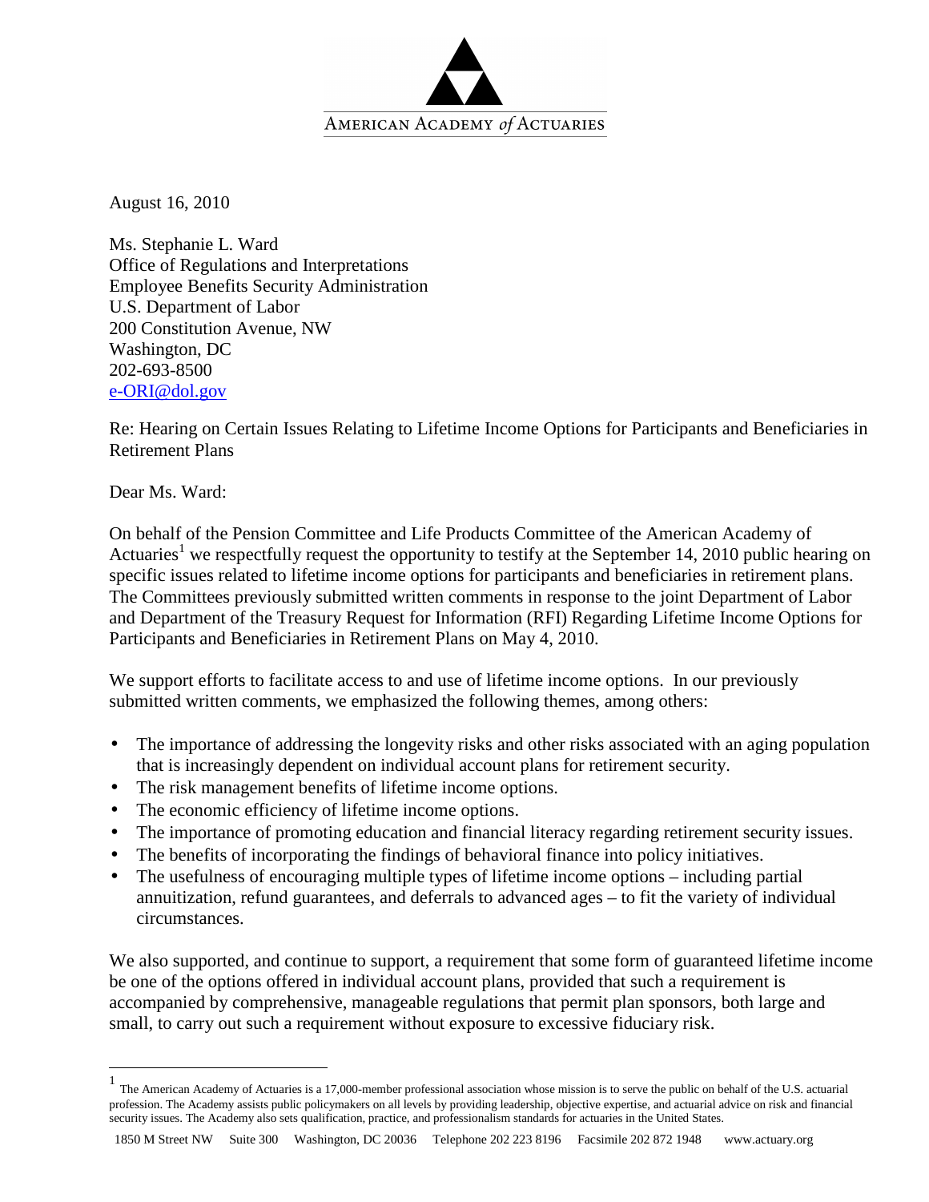AMERICAN ACADEMY *of* ACTUARIES

August 16, 2010

Ms. Stephanie L. Ward
Office of Regulations and Interpretations
Employee Benefits Security Administration
U.S. Department of Labor
200 Constitution Avenue, NW
Washington, DC
202-693-8500
e-ORI@dol.gov

Re: Hearing on Certain Issues Relating to Lifetime Income Options for Participants and Beneficiaries in Retirement Plans

Dear Ms. Ward:

On behalf of the Pension Committee and Life Products Committee of the American Academy of Actuaries[1] we respectfully request the opportunity to testify at the September 14, 2010 public hearing on specific issues related to lifetime income options for participants and beneficiaries in retirement plans. The Committees previously submitted written comments in response to the joint Department of Labor and Department of the Treasury Request for Information (RFI) Regarding Lifetime Income Options for Participants and Beneficiaries in Retirement Plans on May 4, 2010.

We support efforts to facilitate access to and use of lifetime income options. In our previously submitted written comments, we emphasized the following themes, among others:

- The importance of addressing the longevity risks and other risks associated with an aging population that is increasingly dependent on individual account plans for retirement security.
- The risk management benefits of lifetime income options.
- The economic efficiency of lifetime income options.
- The importance of promoting education and financial literacy regarding retirement security issues.
- The benefits of incorporating the findings of behavioral finance into policy initiatives.
- The usefulness of encouraging multiple types of lifetime income options – including partial annuitization, refund guarantees, and deferrals to advanced ages – to fit the variety of individual circumstances.

We also supported, and continue to support, a requirement that some form of guaranteed lifetime income be one of the options offered in individual account plans, provided that such a requirement is accompanied by comprehensive, manageable regulations that permit plan sponsors, both large and small, to carry out such a requirement without exposure to excessive fiduciary risk.

---

[1] The American Academy of Actuaries is a 17,000-member professional association whose mission is to serve the public on behalf of the U.S. actuarial profession. The Academy assists public policymakers on all levels by providing leadership, objective expertise, and actuarial advice on risk and financial security issues. The Academy also sets qualification, practice, and professionalism standards for actuaries in the United States.

1850 M Street NW Suite 300 Washington, DC 20036 Telephone 202 223 8196 Facsimile 202 872 1948 www.actuary.org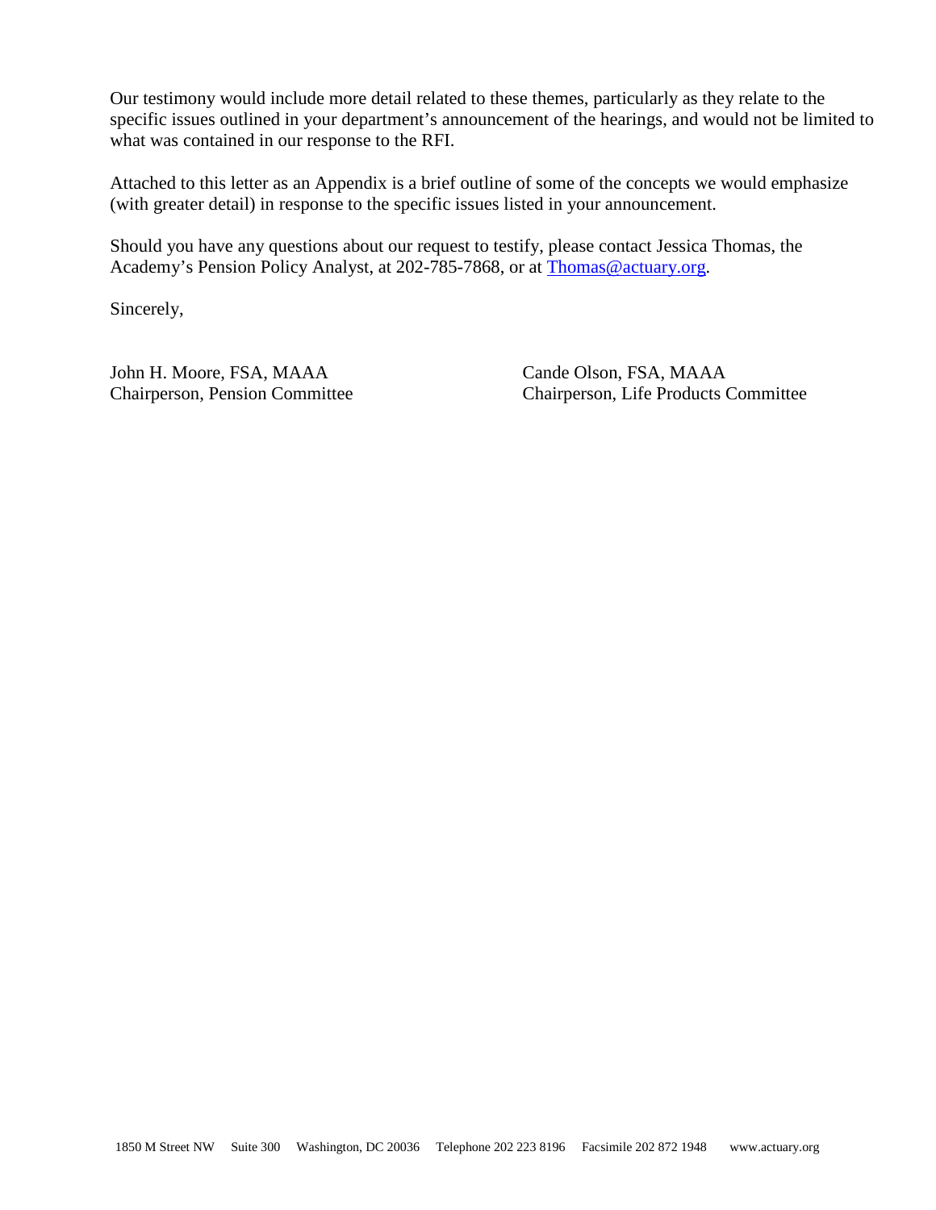Our testimony would include more detail related to these themes, particularly as they relate to the specific issues outlined in your department's announcement of the hearings, and would not be limited to what was contained in our response to the RFI.

Attached to this letter as an Appendix is a brief outline of some of the concepts we would emphasize (with greater detail) in response to the specific issues listed in your announcement.

Should you have any questions about our request to testify, please contact Jessica Thomas, the Academy's Pension Policy Analyst, at 202-785-7868, or at Thomas@actuary.org.

Sincerely,

John H. Moore, FSA, MAAA
Chairperson, Pension Committee

Cande Olson, FSA, MAAA
Chairperson, Life Products Committee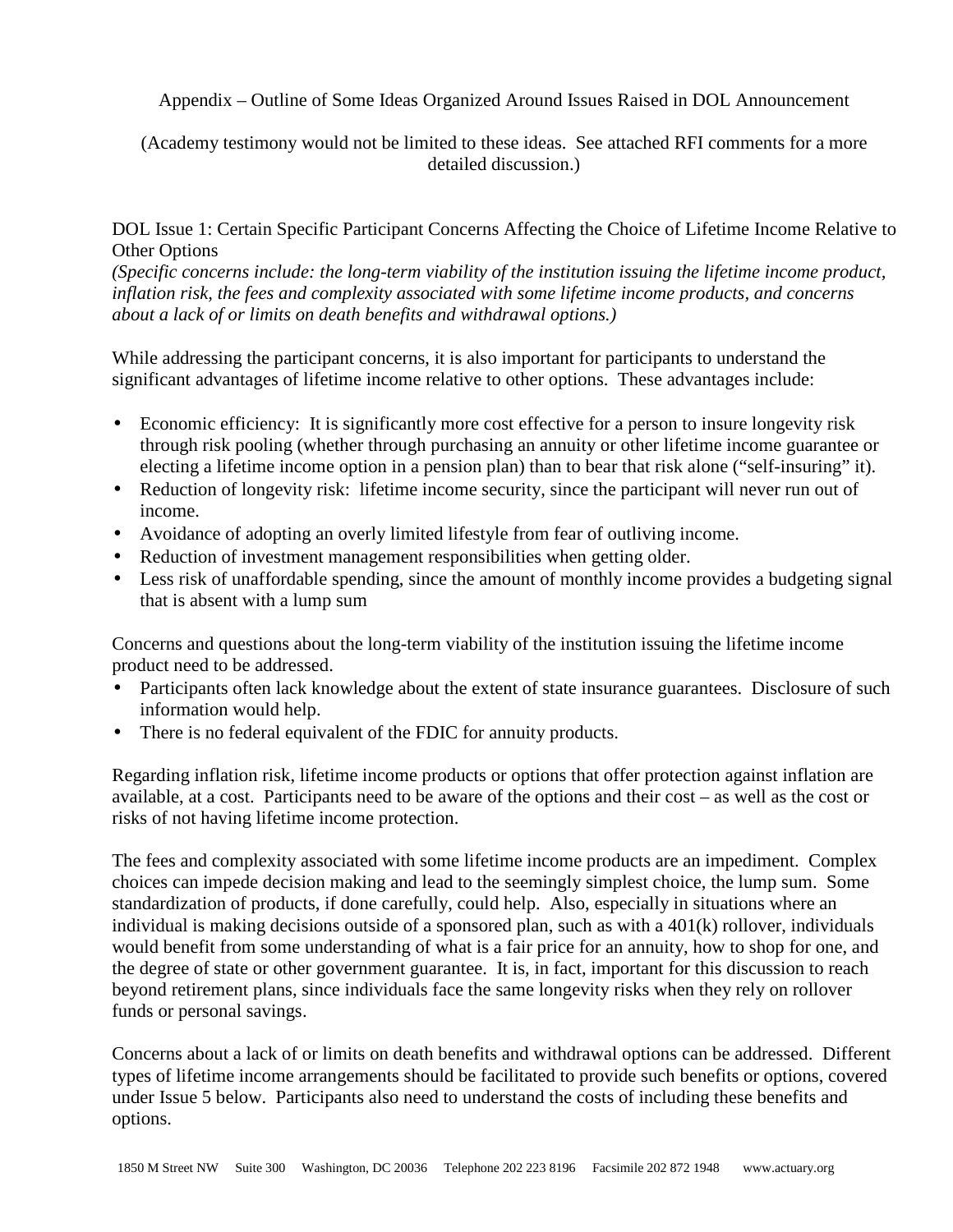Appendix – Outline of Some Ideas Organized Around Issues Raised in DOL Announcement

(Academy testimony would not be limited to these ideas. See attached RFI comments for a more detailed discussion.)

DOL Issue 1: Certain Specific Participant Concerns Affecting the Choice of Lifetime Income Relative to Other Options

*(Specific concerns include: the long-term viability of the institution issuing the lifetime income product, inflation risk, the fees and complexity associated with some lifetime income products, and concerns about a lack of or limits on death benefits and withdrawal options.)*

While addressing the participant concerns, it is also important for participants to understand the significant advantages of lifetime income relative to other options. These advantages include:

- Economic efficiency: It is significantly more cost effective for a person to insure longevity risk through risk pooling (whether through purchasing an annuity or other lifetime income guarantee or electing a lifetime income option in a pension plan) than to bear that risk alone ("self-insuring" it).
- Reduction of longevity risk: lifetime income security, since the participant will never run out of income.
- Avoidance of adopting an overly limited lifestyle from fear of outliving income.
- Reduction of investment management responsibilities when getting older.
- Less risk of unaffordable spending, since the amount of monthly income provides a budgeting signal that is absent with a lump sum

Concerns and questions about the long-term viability of the institution issuing the lifetime income product need to be addressed.

- Participants often lack knowledge about the extent of state insurance guarantees. Disclosure of such information would help.
- There is no federal equivalent of the FDIC for annuity products.

Regarding inflation risk, lifetime income products or options that offer protection against inflation are available, at a cost. Participants need to be aware of the options and their cost – as well as the cost or risks of not having lifetime income protection.

The fees and complexity associated with some lifetime income products are an impediment. Complex choices can impede decision making and lead to the seemingly simplest choice, the lump sum. Some standardization of products, if done carefully, could help. Also, especially in situations where an individual is making decisions outside of a sponsored plan, such as with a 401(k) rollover, individuals would benefit from some understanding of what is a fair price for an annuity, how to shop for one, and the degree of state or other government guarantee. It is, in fact, important for this discussion to reach beyond retirement plans, since individuals face the same longevity risks when they rely on rollover funds or personal savings.

Concerns about a lack of or limits on death benefits and withdrawal options can be addressed. Different types of lifetime income arrangements should be facilitated to provide such benefits or options, covered under Issue 5 below. Participants also need to understand the costs of including these benefits and options.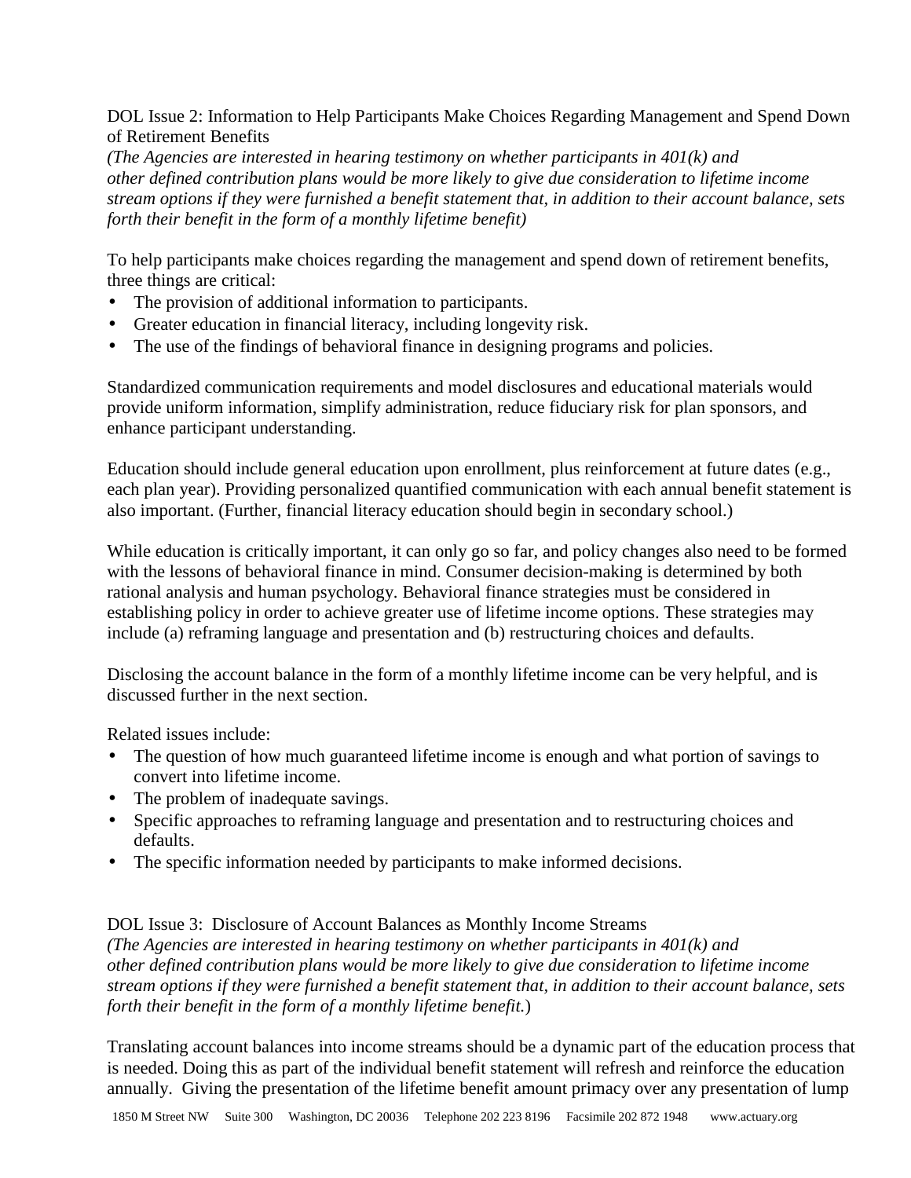DOL Issue 2: Information to Help Participants Make Choices Regarding Management and Spend Down of Retirement Benefits

*(The Agencies are interested in hearing testimony on whether participants in 401(k) and other defined contribution plans would be more likely to give due consideration to lifetime income stream options if they were furnished a benefit statement that, in addition to their account balance, sets forth their benefit in the form of a monthly lifetime benefit)*

To help participants make choices regarding the management and spend down of retirement benefits, three things are critical:

- The provision of additional information to participants.
- Greater education in financial literacy, including longevity risk.
- The use of the findings of behavioral finance in designing programs and policies.

Standardized communication requirements and model disclosures and educational materials would provide uniform information, simplify administration, reduce fiduciary risk for plan sponsors, and enhance participant understanding.

Education should include general education upon enrollment, plus reinforcement at future dates (e.g., each plan year). Providing personalized quantified communication with each annual benefit statement is also important. (Further, financial literacy education should begin in secondary school.)

While education is critically important, it can only go so far, and policy changes also need to be formed with the lessons of behavioral finance in mind. Consumer decision-making is determined by both rational analysis and human psychology. Behavioral finance strategies must be considered in establishing policy in order to achieve greater use of lifetime income options. These strategies may include (a) reframing language and presentation and (b) restructuring choices and defaults.

Disclosing the account balance in the form of a monthly lifetime income can be very helpful, and is discussed further in the next section.

Related issues include:

- The question of how much guaranteed lifetime income is enough and what portion of savings to convert into lifetime income.
- The problem of inadequate savings.
- Specific approaches to reframing language and presentation and to restructuring choices and defaults.
- The specific information needed by participants to make informed decisions.

DOL Issue 3: Disclosure of Account Balances as Monthly Income Streams

*(The Agencies are interested in hearing testimony on whether participants in 401(k) and other defined contribution plans would be more likely to give due consideration to lifetime income stream options if they were furnished a benefit statement that, in addition to their account balance, sets forth their benefit in the form of a monthly lifetime benefit.)*

Translating account balances into income streams should be a dynamic part of the education process that is needed. Doing this as part of the individual benefit statement will refresh and reinforce the education annually. Giving the presentation of the lifetime benefit amount primacy over any presentation of lump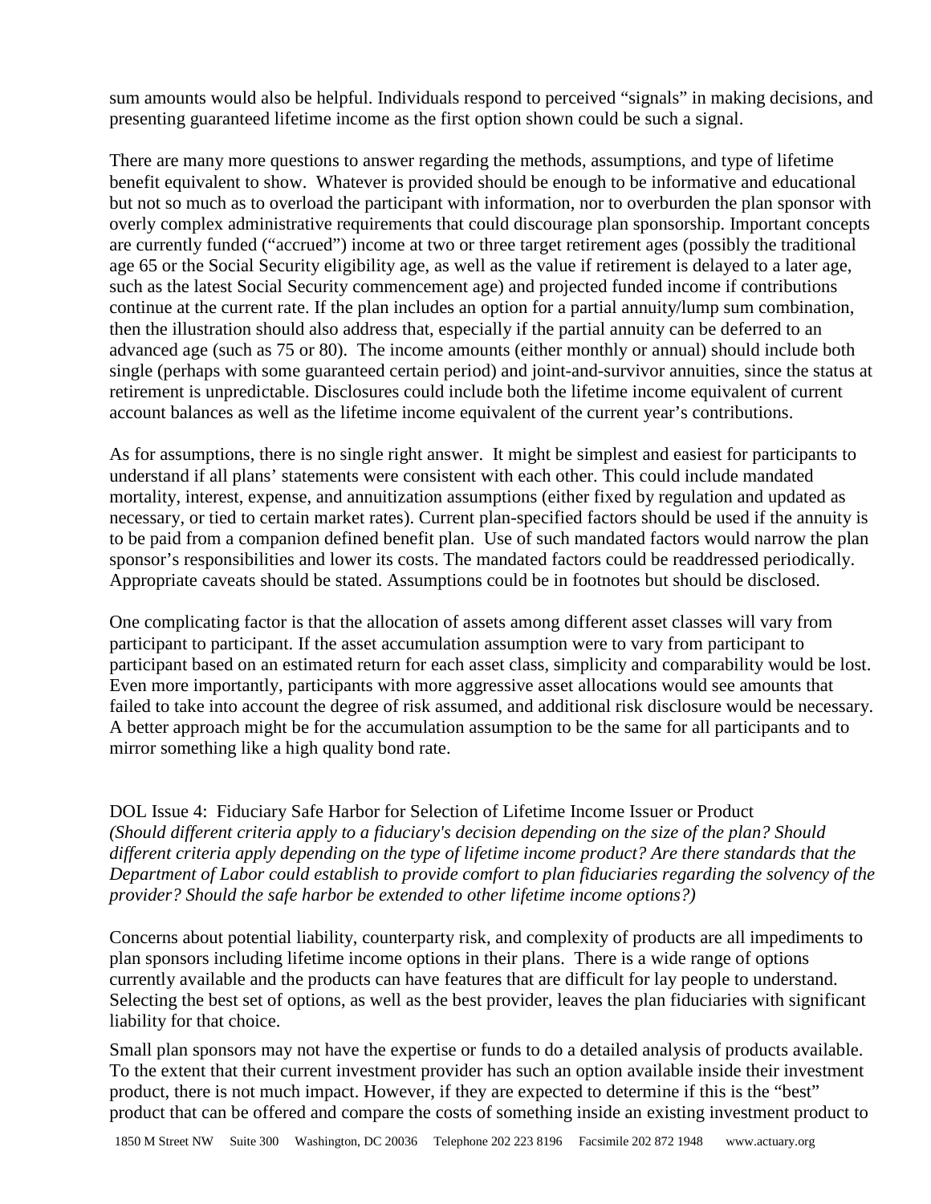sum amounts would also be helpful. Individuals respond to perceived "signals" in making decisions, and presenting guaranteed lifetime income as the first option shown could be such a signal.

There are many more questions to answer regarding the methods, assumptions, and type of lifetime benefit equivalent to show. Whatever is provided should be enough to be informative and educational but not so much as to overload the participant with information, nor to overburden the plan sponsor with overly complex administrative requirements that could discourage plan sponsorship. Important concepts are currently funded ("accrued") income at two or three target retirement ages (possibly the traditional age 65 or the Social Security eligibility age, as well as the value if retirement is delayed to a later age, such as the latest Social Security commencement age) and projected funded income if contributions continue at the current rate. If the plan includes an option for a partial annuity/lump sum combination, then the illustration should also address that, especially if the partial annuity can be deferred to an advanced age (such as 75 or 80). The income amounts (either monthly or annual) should include both single (perhaps with some guaranteed certain period) and joint-and-survivor annuities, since the status at retirement is unpredictable. Disclosures could include both the lifetime income equivalent of current account balances as well as the lifetime income equivalent of the current year's contributions.

As for assumptions, there is no single right answer. It might be simplest and easiest for participants to understand if all plans' statements were consistent with each other. This could include mandated mortality, interest, expense, and annuitization assumptions (either fixed by regulation and updated as necessary, or tied to certain market rates). Current plan-specified factors should be used if the annuity is to be paid from a companion defined benefit plan. Use of such mandated factors would narrow the plan sponsor's responsibilities and lower its costs. The mandated factors could be readdressed periodically. Appropriate caveats should be stated. Assumptions could be in footnotes but should be disclosed.

One complicating factor is that the allocation of assets among different asset classes will vary from participant to participant. If the asset accumulation assumption were to vary from participant to participant based on an estimated return for each asset class, simplicity and comparability would be lost. Even more importantly, participants with more aggressive asset allocations would see amounts that failed to take into account the degree of risk assumed, and additional risk disclosure would be necessary. A better approach might be for the accumulation assumption to be the same for all participants and to mirror something like a high quality bond rate.

DOL Issue 4: Fiduciary Safe Harbor for Selection of Lifetime Income Issuer or Product
*(Should different criteria apply to a fiduciary's decision depending on the size of the plan? Should different criteria apply depending on the type of lifetime income product? Are there standards that the Department of Labor could establish to provide comfort to plan fiduciaries regarding the solvency of the provider? Should the safe harbor be extended to other lifetime income options?)*

Concerns about potential liability, counterparty risk, and complexity of products are all impediments to plan sponsors including lifetime income options in their plans. There is a wide range of options currently available and the products can have features that are difficult for lay people to understand. Selecting the best set of options, as well as the best provider, leaves the plan fiduciaries with significant liability for that choice.

Small plan sponsors may not have the expertise or funds to do a detailed analysis of products available. To the extent that their current investment provider has such an option available inside their investment product, there is not much impact. However, if they are expected to determine if this is the "best" product that can be offered and compare the costs of something inside an existing investment product to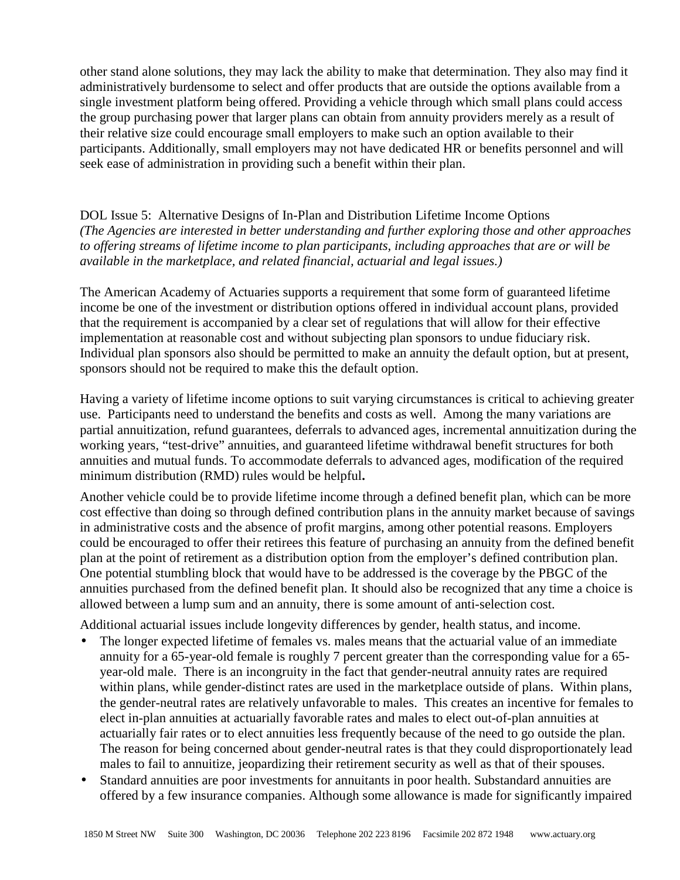other stand alone solutions, they may lack the ability to make that determination. They also may find it administratively burdensome to select and offer products that are outside the options available from a single investment platform being offered. Providing a vehicle through which small plans could access the group purchasing power that larger plans can obtain from annuity providers merely as a result of their relative size could encourage small employers to make such an option available to their participants. Additionally, small employers may not have dedicated HR or benefits personnel and will seek ease of administration in providing such a benefit within their plan.

DOL Issue 5: Alternative Designs of In-Plan and Distribution Lifetime Income Options
*(The Agencies are interested in better understanding and further exploring those and other approaches to offering streams of lifetime income to plan participants, including approaches that are or will be available in the marketplace, and related financial, actuarial and legal issues.)*

The American Academy of Actuaries supports a requirement that some form of guaranteed lifetime income be one of the investment or distribution options offered in individual account plans, provided that the requirement is accompanied by a clear set of regulations that will allow for their effective implementation at reasonable cost and without subjecting plan sponsors to undue fiduciary risk. Individual plan sponsors also should be permitted to make an annuity the default option, but at present, sponsors should not be required to make this the default option.

Having a variety of lifetime income options to suit varying circumstances is critical to achieving greater use. Participants need to understand the benefits and costs as well. Among the many variations are partial annuitization, refund guarantees, deferrals to advanced ages, incremental annuitization during the working years, "test-drive" annuities, and guaranteed lifetime withdrawal benefit structures for both annuities and mutual funds. To accommodate deferrals to advanced ages, modification of the required minimum distribution (RMD) rules would be helpful**.**

Another vehicle could be to provide lifetime income through a defined benefit plan, which can be more cost effective than doing so through defined contribution plans in the annuity market because of savings in administrative costs and the absence of profit margins, among other potential reasons. Employers could be encouraged to offer their retirees this feature of purchasing an annuity from the defined benefit plan at the point of retirement as a distribution option from the employer's defined contribution plan. One potential stumbling block that would have to be addressed is the coverage by the PBGC of the annuities purchased from the defined benefit plan. It should also be recognized that any time a choice is allowed between a lump sum and an annuity, there is some amount of anti-selection cost.

Additional actuarial issues include longevity differences by gender, health status, and income.

- The longer expected lifetime of females vs. males means that the actuarial value of an immediate annuity for a 65-year-old female is roughly 7 percent greater than the corresponding value for a 65-year-old male. There is an incongruity in the fact that gender-neutral annuity rates are required within plans, while gender-distinct rates are used in the marketplace outside of plans. Within plans, the gender-neutral rates are relatively unfavorable to males. This creates an incentive for females to elect in-plan annuities at actuarially favorable rates and males to elect out-of-plan annuities at actuarially fair rates or to elect annuities less frequently because of the need to go outside the plan. The reason for being concerned about gender-neutral rates is that they could disproportionately lead males to fail to annuitize, jeopardizing their retirement security as well as that of their spouses.
- Standard annuities are poor investments for annuitants in poor health. Substandard annuities are offered by a few insurance companies. Although some allowance is made for significantly impaired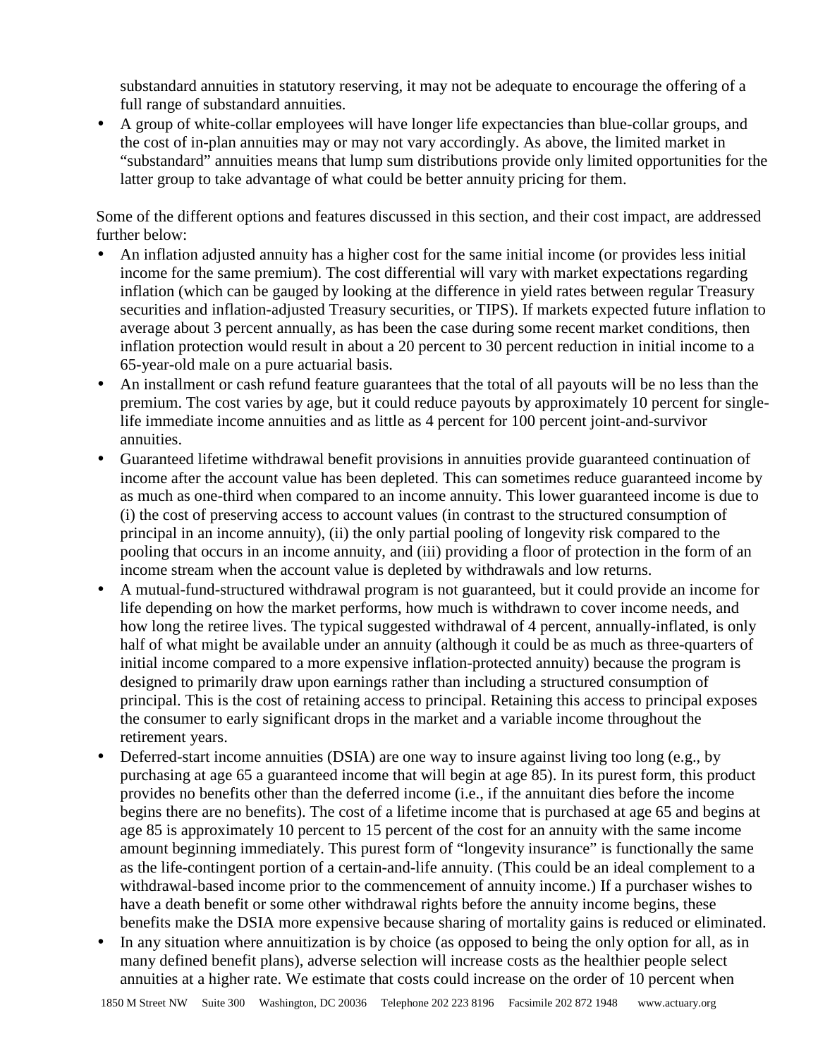substandard annuities in statutory reserving, it may not be adequate to encourage the offering of a full range of substandard annuities.

- A group of white-collar employees will have longer life expectancies than blue-collar groups, and the cost of in-plan annuities may or may not vary accordingly. As above, the limited market in "substandard" annuities means that lump sum distributions provide only limited opportunities for the latter group to take advantage of what could be better annuity pricing for them.

Some of the different options and features discussed in this section, and their cost impact, are addressed further below:

- An inflation adjusted annuity has a higher cost for the same initial income (or provides less initial income for the same premium). The cost differential will vary with market expectations regarding inflation (which can be gauged by looking at the difference in yield rates between regular Treasury securities and inflation-adjusted Treasury securities, or TIPS). If markets expected future inflation to average about 3 percent annually, as has been the case during some recent market conditions, then inflation protection would result in about a 20 percent to 30 percent reduction in initial income to a 65-year-old male on a pure actuarial basis.
- An installment or cash refund feature guarantees that the total of all payouts will be no less than the premium. The cost varies by age, but it could reduce payouts by approximately 10 percent for single-life immediate income annuities and as little as 4 percent for 100 percent joint-and-survivor annuities.
- Guaranteed lifetime withdrawal benefit provisions in annuities provide guaranteed continuation of income after the account value has been depleted. This can sometimes reduce guaranteed income by as much as one-third when compared to an income annuity. This lower guaranteed income is due to (i) the cost of preserving access to account values (in contrast to the structured consumption of principal in an income annuity), (ii) the only partial pooling of longevity risk compared to the pooling that occurs in an income annuity, and (iii) providing a floor of protection in the form of an income stream when the account value is depleted by withdrawals and low returns.
- A mutual-fund-structured withdrawal program is not guaranteed, but it could provide an income for life depending on how the market performs, how much is withdrawn to cover income needs, and how long the retiree lives. The typical suggested withdrawal of 4 percent, annually-inflated, is only half of what might be available under an annuity (although it could be as much as three-quarters of initial income compared to a more expensive inflation-protected annuity) because the program is designed to primarily draw upon earnings rather than including a structured consumption of principal. This is the cost of retaining access to principal. Retaining this access to principal exposes the consumer to early significant drops in the market and a variable income throughout the retirement years.
- Deferred-start income annuities (DSIA) are one way to insure against living too long (e.g., by purchasing at age 65 a guaranteed income that will begin at age 85). In its purest form, this product provides no benefits other than the deferred income (i.e., if the annuitant dies before the income begins there are no benefits). The cost of a lifetime income that is purchased at age 65 and begins at age 85 is approximately 10 percent to 15 percent of the cost for an annuity with the same income amount beginning immediately. This purest form of "longevity insurance" is functionally the same as the life-contingent portion of a certain-and-life annuity. (This could be an ideal complement to a withdrawal-based income prior to the commencement of annuity income.) If a purchaser wishes to have a death benefit or some other withdrawal rights before the annuity income begins, these benefits make the DSIA more expensive because sharing of mortality gains is reduced or eliminated.
- In any situation where annuitization is by choice (as opposed to being the only option for all, as in many defined benefit plans), adverse selection will increase costs as the healthier people select annuities at a higher rate. We estimate that costs could increase on the order of 10 percent when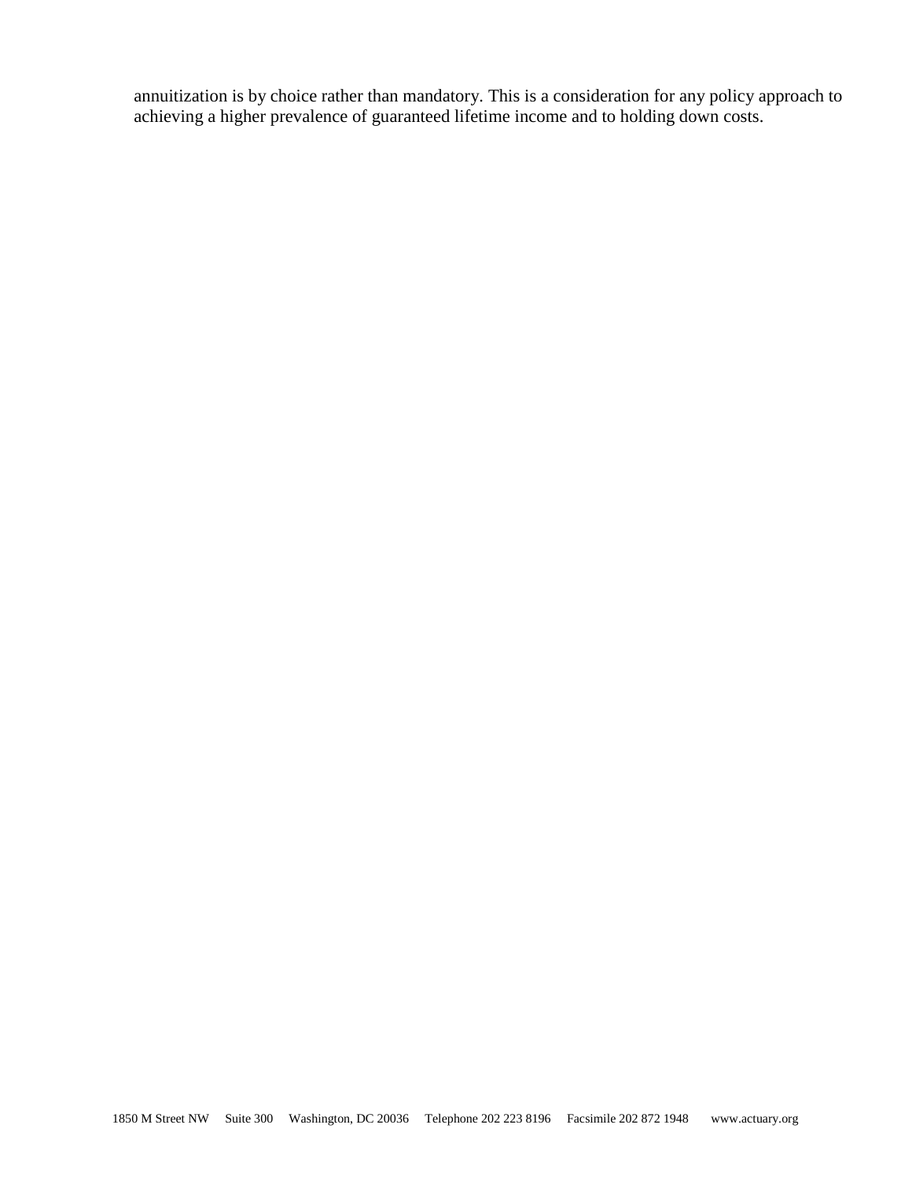annuitization is by choice rather than mandatory. This is a consideration for any policy approach to achieving a higher prevalence of guaranteed lifetime income and to holding down costs.